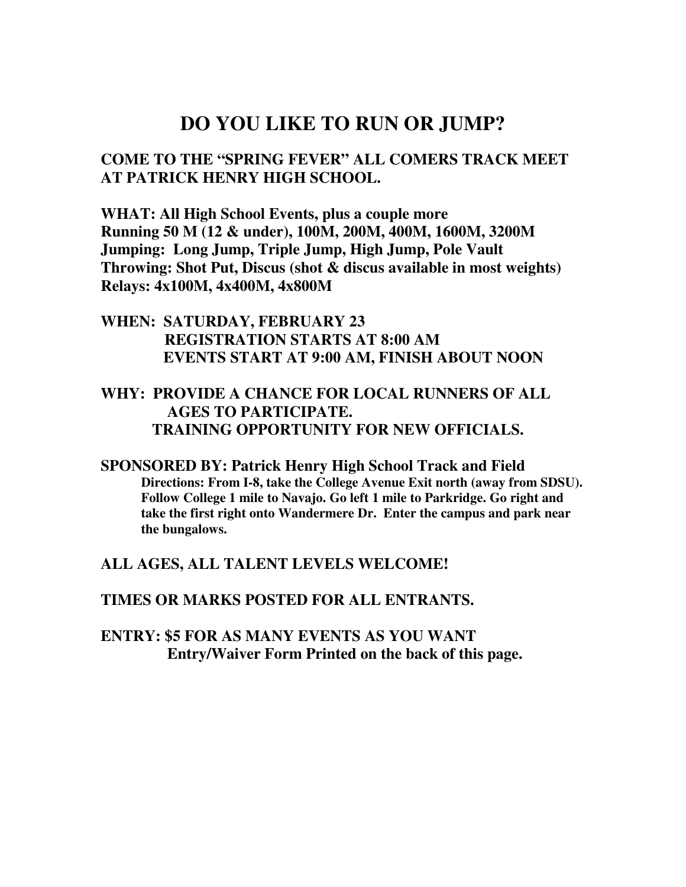# DO YOU LIKE TO RUN OR JUMP?

**COME TO THE "SPRING FEVER" ALL COMERS TRACK MEET AT PATRICK HENRY HIGH SCHOOL.**

**WHAT: All High School Events, plus a couple more**
**Running 50 M (12 & under), 100M, 200M, 400M, 1600M, 3200M**
**Jumping: Long Jump, Triple Jump, High Jump, Pole Vault**
**Throwing: Shot Put, Discus (shot & discus available in most weights)**
**Relays: 4x100M, 4x400M, 4x800M**

**WHEN: SATURDAY, FEBRUARY 23**
**REGISTRATION STARTS AT 8:00 AM**
**EVENTS START AT 9:00 AM, FINISH ABOUT NOON**

**WHY: PROVIDE A CHANCE FOR LOCAL RUNNERS OF ALL AGES TO PARTICIPATE.**
**TRAINING OPPORTUNITY FOR NEW OFFICIALS.**

**SPONSORED BY: Patrick Henry High School Track and Field**

**Directions: From I-8, take the College Avenue Exit north (away from SDSU). Follow College 1 mile to Navajo. Go left 1 mile to Parkridge. Go right and take the first right onto Wandermere Dr. Enter the campus and park near the bungalows.**

**ALL AGES, ALL TALENT LEVELS WELCOME!**

**TIMES OR MARKS POSTED FOR ALL ENTRANTS.**

**ENTRY: $5 FOR AS MANY EVENTS AS YOU WANT**
**Entry/Waiver Form Printed on the back of this page.**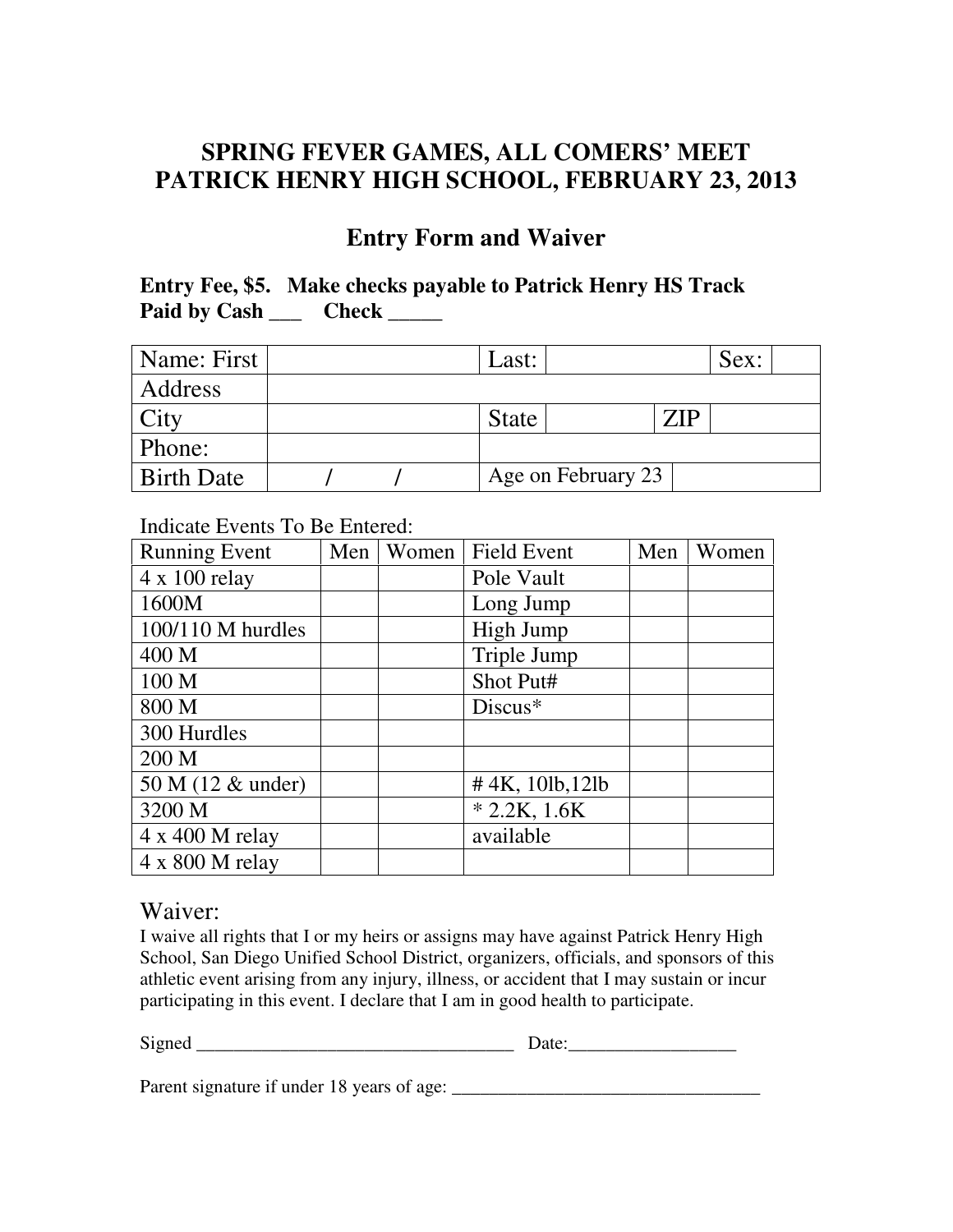# SPRING FEVER GAMES, ALL COMERS' MEET
# PATRICK HENRY HIGH SCHOOL, FEBRUARY 23, 2013

## Entry Form and Waiver

**Entry Fee, $5. Make checks payable to Patrick Henry HS Track**
**Paid by Cash ___ Check _____**

| | | | | | |
|---|---|---|---|---|---|
| Name: First | | Last: | | Sex: | |
| Address | | | | | |
| City | | State | | ZIP | |
| Phone: | | | | | |
| Birth Date | / / | Age on February 23 | | | |

Indicate Events To Be Entered:

| Running Event | Men | Women | Field Event | Men | Women |
|---|---|---|---|---|---|
| 4 x 100 relay | | | Pole Vault | | |
| 1600M | | | Long Jump | | |
| 100/110 M hurdles | | | High Jump | | |
| 400 M | | | Triple Jump | | |
| 100 M | | | Shot Put# | | |
| 800 M | | | Discus* | | |
| 300 Hurdles | | | | | |
| 200 M | | | | | |
| 50 M (12 & under) | | | # 4K, 10lb,12lb | | |
| 3200 M | | | * 2.2K, 1.6K | | |
| 4 x 400 M relay | | | available | | |
| 4 x 800 M relay | | | | | |

Waiver:

I waive all rights that I or my heirs or assigns may have against Patrick Henry High School, San Diego Unified School District, organizers, officials, and sponsors of this athletic event arising from any injury, illness, or accident that I may sustain or incur participating in this event. I declare that I am in good health to participate.

Signed ___________________________________ Date:__________________

Parent signature if under 18 years of age: _________________________________